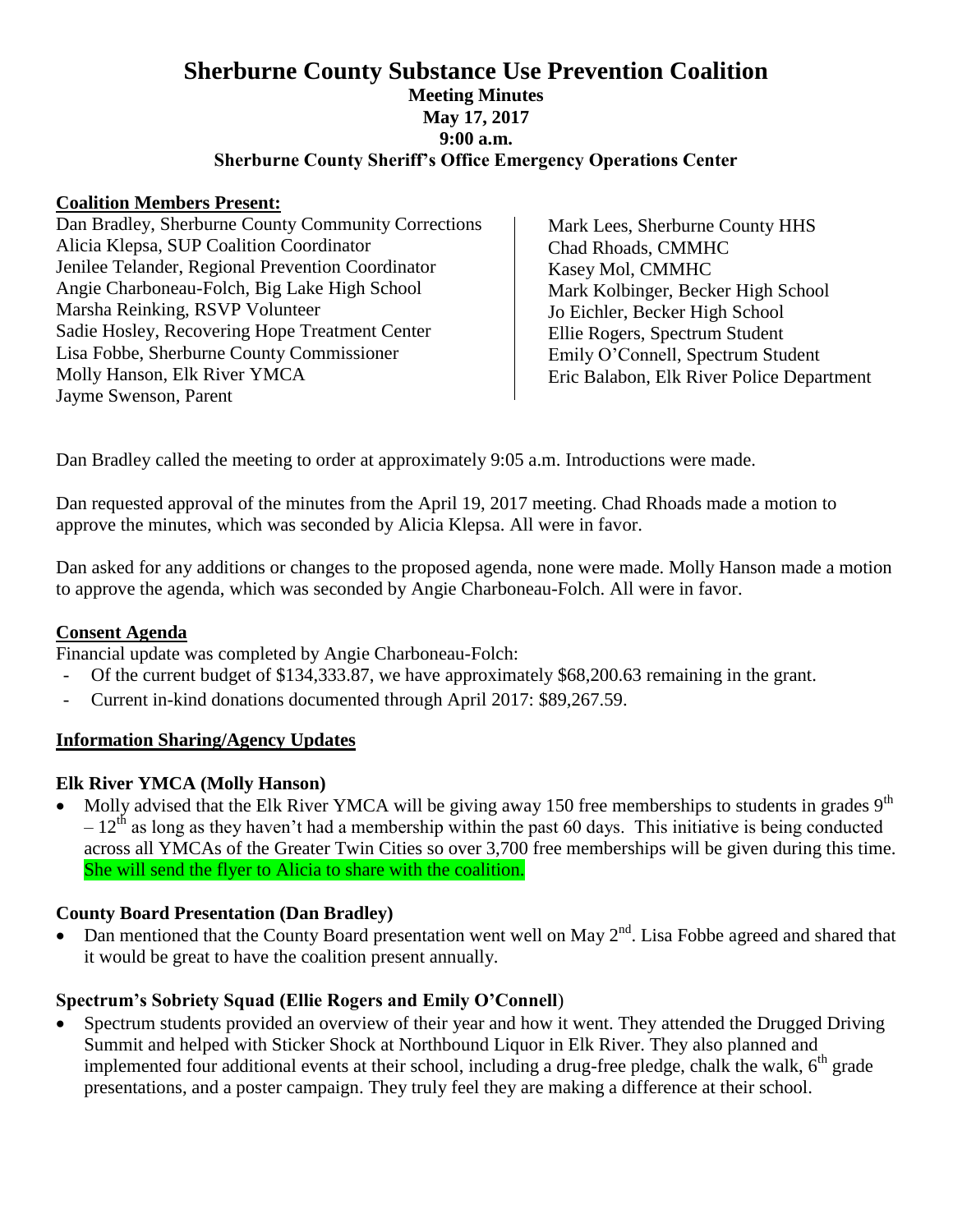# Sherburne County Substance Use Prevention Coalition

**Meeting Minutes**
**May 17, 2017**
**9:00 a.m.**
**Sherburne County Sheriff's Office Emergency Operations Center**

**Coalition Members Present:**

Dan Bradley, Sherburne County Community Corrections
Alicia Klepsa, SUP Coalition Coordinator
Jenilee Telander, Regional Prevention Coordinator
Angie Charboneau-Folch, Big Lake High School
Marsha Reinking, RSVP Volunteer
Sadie Hosley, Recovering Hope Treatment Center
Lisa Fobbe, Sherburne County Commissioner
Molly Hanson, Elk River YMCA
Jayme Swenson, Parent
Mark Lees, Sherburne County HHS
Chad Rhoads, CMMHC
Kasey Mol, CMMHC
Mark Kolbinger, Becker High School
Jo Eichler, Becker High School
Ellie Rogers, Spectrum Student
Emily O'Connell, Spectrum Student
Eric Balabon, Elk River Police Department

Dan Bradley called the meeting to order at approximately 9:05 a.m. Introductions were made.

Dan requested approval of the minutes from the April 19, 2017 meeting. Chad Rhoads made a motion to approve the minutes, which was seconded by Alicia Klepsa. All were in favor.

Dan asked for any additions or changes to the proposed agenda, none were made. Molly Hanson made a motion to approve the agenda, which was seconded by Angie Charboneau-Folch. All were in favor.

## Consent Agenda

Financial update was completed by Angie Charboneau-Folch:

- Of the current budget of $134,333.87, we have approximately $68,200.63 remaining in the grant.
- Current in-kind donations documented through April 2017: $89,267.59.

## Information Sharing/Agency Updates

### Elk River YMCA (Molly Hanson)

- Molly advised that the Elk River YMCA will be giving away 150 free memberships to students in grades 9th – 12th as long as they haven't had a membership within the past 60 days. This initiative is being conducted across all YMCAs of the Greater Twin Cities so over 3,700 free memberships will be given during this time. She will send the flyer to Alicia to share with the coalition.

### County Board Presentation (Dan Bradley)

- Dan mentioned that the County Board presentation went well on May 2nd. Lisa Fobbe agreed and shared that it would be great to have the coalition present annually.

### Spectrum's Sobriety Squad (Ellie Rogers and Emily O'Connell)

- Spectrum students provided an overview of their year and how it went. They attended the Drugged Driving Summit and helped with Sticker Shock at Northbound Liquor in Elk River. They also planned and implemented four additional events at their school, including a drug-free pledge, chalk the walk, 6th grade presentations, and a poster campaign. They truly feel they are making a difference at their school.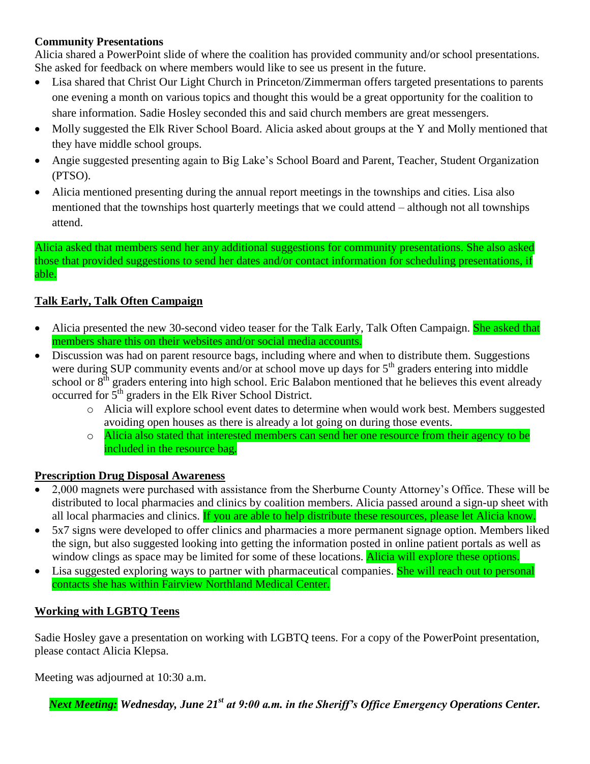**Community Presentations**

Alicia shared a PowerPoint slide of where the coalition has provided community and/or school presentations. She asked for feedback on where members would like to see us present in the future.

- Lisa shared that Christ Our Light Church in Princeton/Zimmerman offers targeted presentations to parents one evening a month on various topics and thought this would be a great opportunity for the coalition to share information. Sadie Hosley seconded this and said church members are great messengers.
- Molly suggested the Elk River School Board. Alicia asked about groups at the Y and Molly mentioned that they have middle school groups.
- Angie suggested presenting again to Big Lake's School Board and Parent, Teacher, Student Organization (PTSO).
- Alicia mentioned presenting during the annual report meetings in the townships and cities. Lisa also mentioned that the townships host quarterly meetings that we could attend – although not all townships attend.

Alicia asked that members send her any additional suggestions for community presentations. She also asked those that provided suggestions to send her dates and/or contact information for scheduling presentations, if able.

## Talk Early, Talk Often Campaign

- Alicia presented the new 30-second video teaser for the Talk Early, Talk Often Campaign. She asked that members share this on their websites and/or social media accounts.
- Discussion was had on parent resource bags, including where and when to distribute them. Suggestions were during SUP community events and/or at school move up days for 5th graders entering into middle school or 8th graders entering into high school. Eric Balabon mentioned that he believes this event already occurred for 5th graders in the Elk River School District.
  - Alicia will explore school event dates to determine when would work best. Members suggested avoiding open houses as there is already a lot going on during those events.
  - Alicia also stated that interested members can send her one resource from their agency to be included in the resource bag.

## Prescription Drug Disposal Awareness

- 2,000 magnets were purchased with assistance from the Sherburne County Attorney's Office. These will be distributed to local pharmacies and clinics by coalition members. Alicia passed around a sign-up sheet with all local pharmacies and clinics. If you are able to help distribute these resources, please let Alicia know.
- 5x7 signs were developed to offer clinics and pharmacies a more permanent signage option. Members liked the sign, but also suggested looking into getting the information posted in online patient portals as well as window clings as space may be limited for some of these locations. Alicia will explore these options.
- Lisa suggested exploring ways to partner with pharmaceutical companies. She will reach out to personal contacts she has within Fairview Northland Medical Center.

## Working with LGBTQ Teens

Sadie Hosley gave a presentation on working with LGBTQ teens. For a copy of the PowerPoint presentation, please contact Alicia Klepsa.

Meeting was adjourned at 10:30 a.m.

***Next Meeting:* *Wednesday, June 21st at 9:00 a.m. in the Sheriff's Office Emergency Operations Center.***